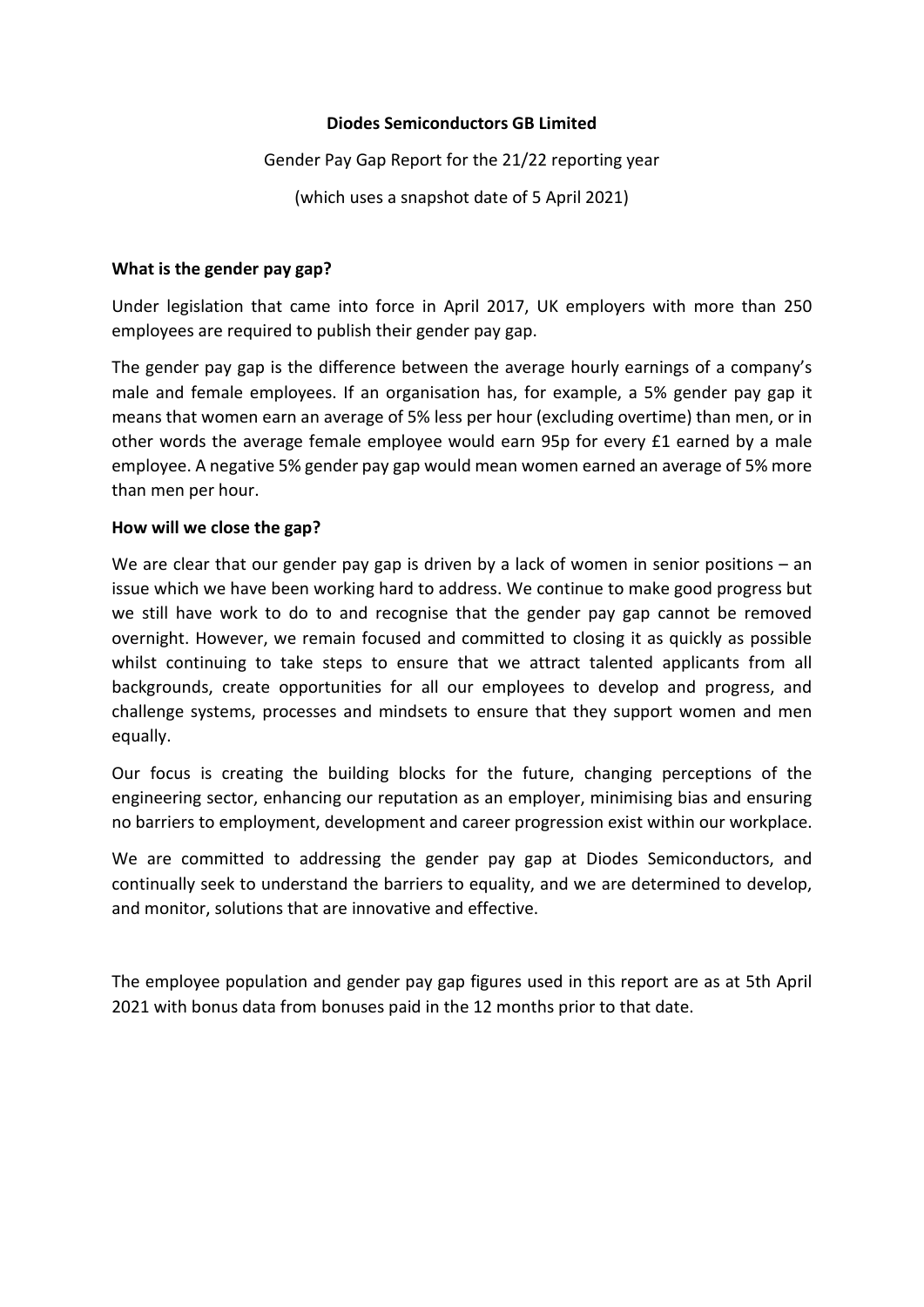# Diodes Semiconductors GB Limited

Gender Pay Gap Report for the 21/22 reporting year

(which uses a snapshot date of 5 April 2021)

## What is the gender pay gap?

Under legislation that came into force in April 2017, UK employers with more than 250 employees are required to publish their gender pay gap.

The gender pay gap is the difference between the average hourly earnings of a company's male and female employees. If an organisation has, for example, a 5% gender pay gap it means that women earn an average of 5% less per hour (excluding overtime) than men, or in other words the average female employee would earn 95p for every £1 earned by a male employee. A negative 5% gender pay gap would mean women earned an average of 5% more than men per hour.

## How will we close the gap?

We are clear that our gender pay gap is driven by a lack of women in senior positions – an issue which we have been working hard to address. We continue to make good progress but we still have work to do to and recognise that the gender pay gap cannot be removed overnight. However, we remain focused and committed to closing it as quickly as possible whilst continuing to take steps to ensure that we attract talented applicants from all backgrounds, create opportunities for all our employees to develop and progress, and challenge systems, processes and mindsets to ensure that they support women and men equally.

Our focus is creating the building blocks for the future, changing perceptions of the engineering sector, enhancing our reputation as an employer, minimising bias and ensuring no barriers to employment, development and career progression exist within our workplace.

We are committed to addressing the gender pay gap at Diodes Semiconductors, and continually seek to understand the barriers to equality, and we are determined to develop, and monitor, solutions that are innovative and effective.

The employee population and gender pay gap figures used in this report are as at 5th April 2021 with bonus data from bonuses paid in the 12 months prior to that date.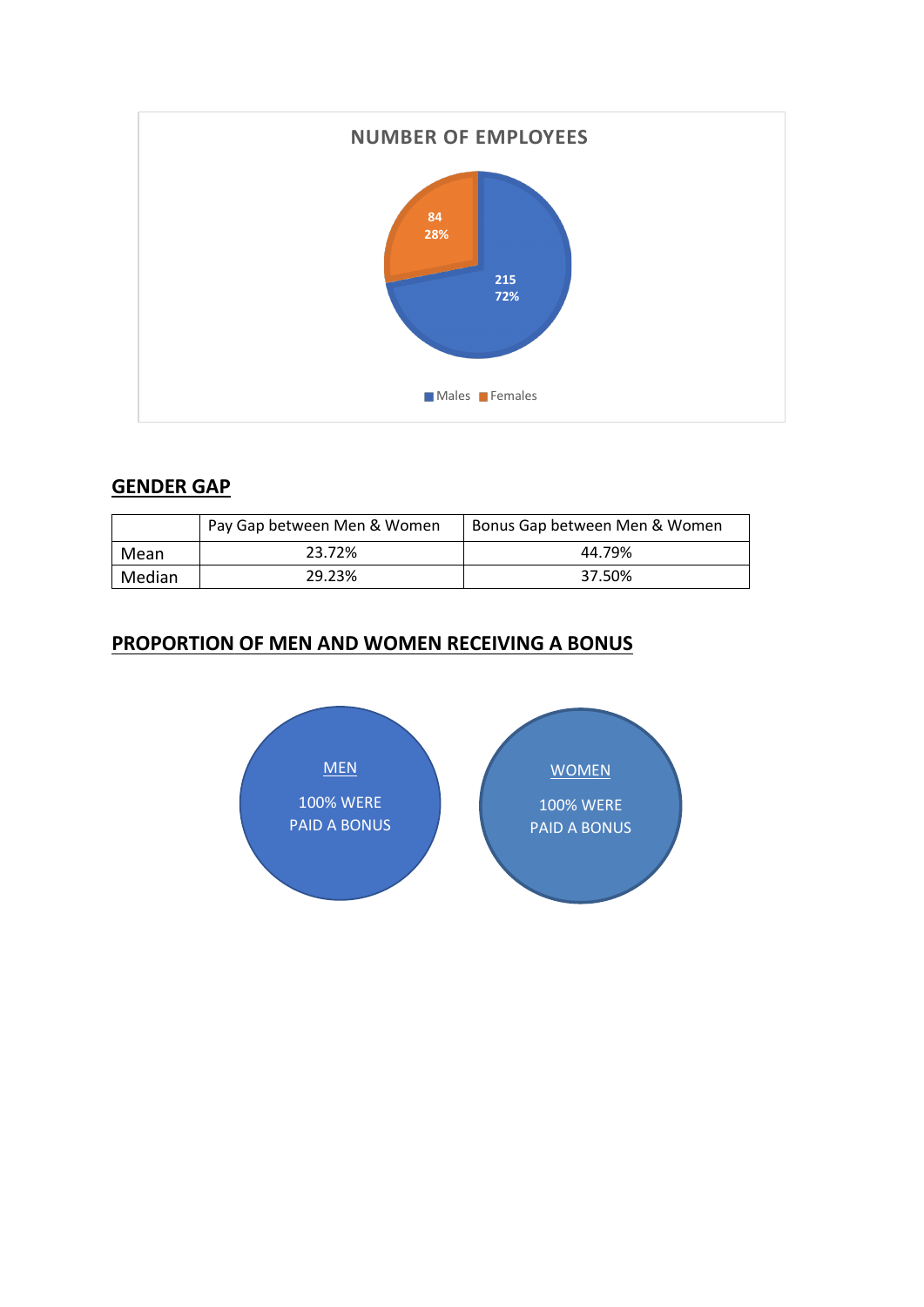**NUMBER OF EMPLOYEES**

84
28%

215
72%

Males Females

## GENDER GAP

| | Pay Gap between Men & Women | Bonus Gap between Men & Women |
|---|---|---|
| Mean | 23.72% | 44.79% |
| Median | 29.23% | 37.50% |

## PROPORTION OF MEN AND WOMEN RECEIVING A BONUS

MEN

100% WERE PAID A BONUS

WOMEN

100% WERE PAID A BONUS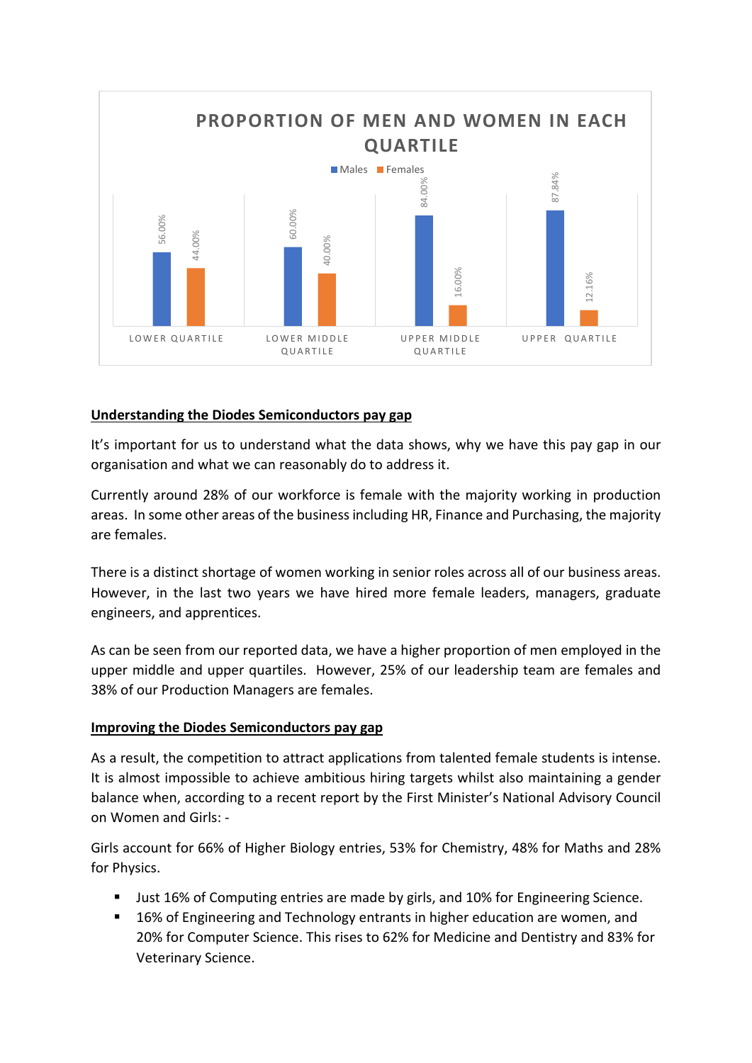**PROPORTION OF MEN AND WOMEN IN EACH QUARTILE**

| Quartile | Males | Females |
|---|---|---|
| Lower Quartile | 56.00% | 44.00% |
| Lower Middle Quartile | 60.00% | 40.00% |
| Upper Middle Quartile | 84.00% | 16.00% |
| Upper Quartile | 87.84% | 12.16% |

## Understanding the Diodes Semiconductors pay gap

It's important for us to understand what the data shows, why we have this pay gap in our organisation and what we can reasonably do to address it.

Currently around 28% of our workforce is female with the majority working in production areas. In some other areas of the business including HR, Finance and Purchasing, the majority are females.

There is a distinct shortage of women working in senior roles across all of our business areas. However, in the last two years we have hired more female leaders, managers, graduate engineers, and apprentices.

As can be seen from our reported data, we have a higher proportion of men employed in the upper middle and upper quartiles. However, 25% of our leadership team are females and 38% of our Production Managers are females.

## Improving the Diodes Semiconductors pay gap

As a result, the competition to attract applications from talented female students is intense. It is almost impossible to achieve ambitious hiring targets whilst also maintaining a gender balance when, according to a recent report by the First Minister's National Advisory Council on Women and Girls: -

Girls account for 66% of Higher Biology entries, 53% for Chemistry, 48% for Maths and 28% for Physics.

- Just 16% of Computing entries are made by girls, and 10% for Engineering Science.
- 16% of Engineering and Technology entrants in higher education are women, and 20% for Computer Science. This rises to 62% for Medicine and Dentistry and 83% for Veterinary Science.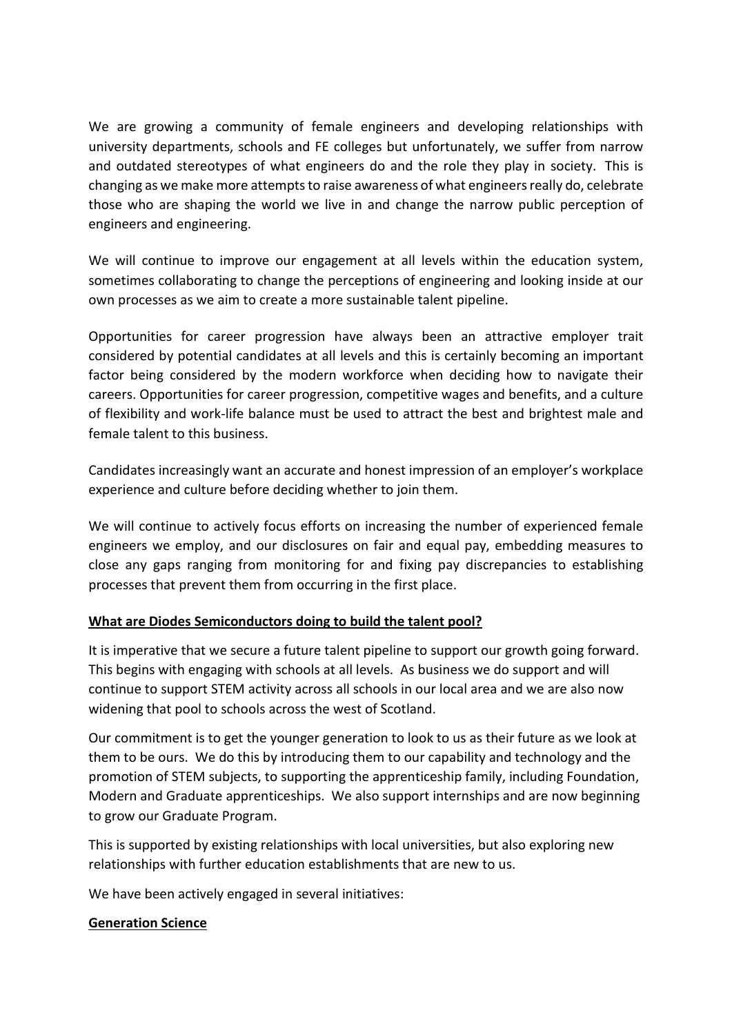We are growing a community of female engineers and developing relationships with university departments, schools and FE colleges but unfortunately, we suffer from narrow and outdated stereotypes of what engineers do and the role they play in society. This is changing as we make more attempts to raise awareness of what engineers really do, celebrate those who are shaping the world we live in and change the narrow public perception of engineers and engineering.

We will continue to improve our engagement at all levels within the education system, sometimes collaborating to change the perceptions of engineering and looking inside at our own processes as we aim to create a more sustainable talent pipeline.

Opportunities for career progression have always been an attractive employer trait considered by potential candidates at all levels and this is certainly becoming an important factor being considered by the modern workforce when deciding how to navigate their careers. Opportunities for career progression, competitive wages and benefits, and a culture of flexibility and work-life balance must be used to attract the best and brightest male and female talent to this business.

Candidates increasingly want an accurate and honest impression of an employer's workplace experience and culture before deciding whether to join them.

We will continue to actively focus efforts on increasing the number of experienced female engineers we employ, and our disclosures on fair and equal pay, embedding measures to close any gaps ranging from monitoring for and fixing pay discrepancies to establishing processes that prevent them from occurring in the first place.

**What are Diodes Semiconductors doing to build the talent pool?**

It is imperative that we secure a future talent pipeline to support our growth going forward. This begins with engaging with schools at all levels. As business we do support and will continue to support STEM activity across all schools in our local area and we are also now widening that pool to schools across the west of Scotland.

Our commitment is to get the younger generation to look to us as their future as we look at them to be ours. We do this by introducing them to our capability and technology and the promotion of STEM subjects, to supporting the apprenticeship family, including Foundation, Modern and Graduate apprenticeships. We also support internships and are now beginning to grow our Graduate Program.

This is supported by existing relationships with local universities, but also exploring new relationships with further education establishments that are new to us.

We have been actively engaged in several initiatives:

**Generation Science**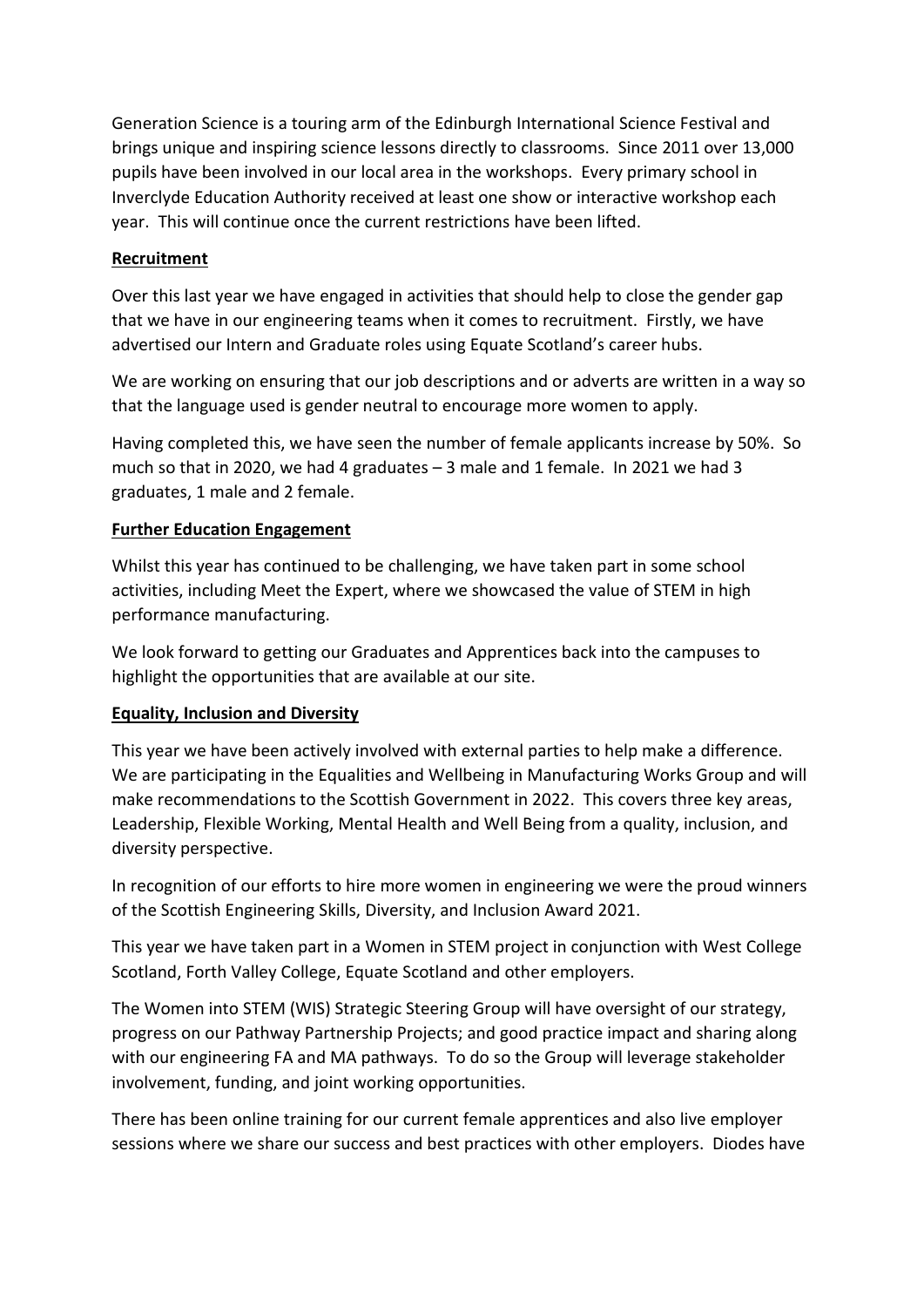Generation Science is a touring arm of the Edinburgh International Science Festival and brings unique and inspiring science lessons directly to classrooms. Since 2011 over 13,000 pupils have been involved in our local area in the workshops. Every primary school in Inverclyde Education Authority received at least one show or interactive workshop each year. This will continue once the current restrictions have been lifted.

**Recruitment**

Over this last year we have engaged in activities that should help to close the gender gap that we have in our engineering teams when it comes to recruitment. Firstly, we have advertised our Intern and Graduate roles using Equate Scotland's career hubs.

We are working on ensuring that our job descriptions and or adverts are written in a way so that the language used is gender neutral to encourage more women to apply.

Having completed this, we have seen the number of female applicants increase by 50%. So much so that in 2020, we had 4 graduates – 3 male and 1 female. In 2021 we had 3 graduates, 1 male and 2 female.

**Further Education Engagement**

Whilst this year has continued to be challenging, we have taken part in some school activities, including Meet the Expert, where we showcased the value of STEM in high performance manufacturing.

We look forward to getting our Graduates and Apprentices back into the campuses to highlight the opportunities that are available at our site.

**Equality, Inclusion and Diversity**

This year we have been actively involved with external parties to help make a difference. We are participating in the Equalities and Wellbeing in Manufacturing Works Group and will make recommendations to the Scottish Government in 2022. This covers three key areas, Leadership, Flexible Working, Mental Health and Well Being from a quality, inclusion, and diversity perspective.

In recognition of our efforts to hire more women in engineering we were the proud winners of the Scottish Engineering Skills, Diversity, and Inclusion Award 2021.

This year we have taken part in a Women in STEM project in conjunction with West College Scotland, Forth Valley College, Equate Scotland and other employers.

The Women into STEM (WIS) Strategic Steering Group will have oversight of our strategy, progress on our Pathway Partnership Projects; and good practice impact and sharing along with our engineering FA and MA pathways. To do so the Group will leverage stakeholder involvement, funding, and joint working opportunities.

There has been online training for our current female apprentices and also live employer sessions where we share our success and best practices with other employers. Diodes have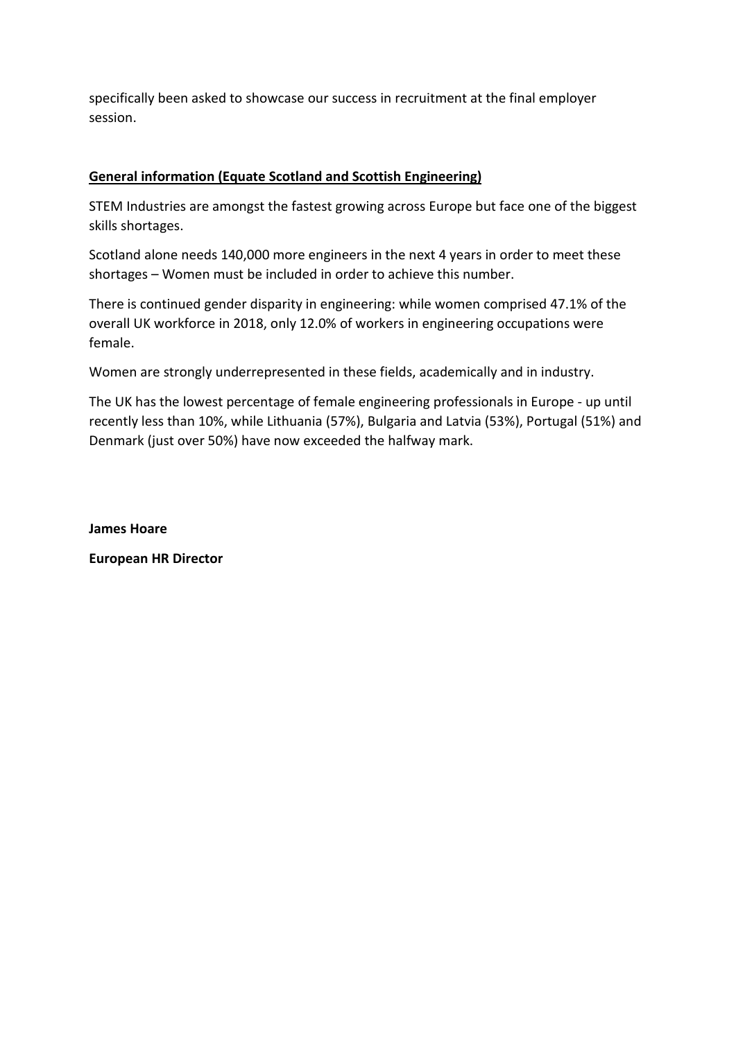specifically been asked to showcase our success in recruitment at the final employer session.

**General information (Equate Scotland and Scottish Engineering)**

STEM Industries are amongst the fastest growing across Europe but face one of the biggest skills shortages.

Scotland alone needs 140,000 more engineers in the next 4 years in order to meet these shortages – Women must be included in order to achieve this number.

There is continued gender disparity in engineering: while women comprised 47.1% of the overall UK workforce in 2018, only 12.0% of workers in engineering occupations were female.

Women are strongly underrepresented in these fields, academically and in industry.

The UK has the lowest percentage of female engineering professionals in Europe - up until recently less than 10%, while Lithuania (57%), Bulgaria and Latvia (53%), Portugal (51%) and Denmark (just over 50%) have now exceeded the halfway mark.

**James Hoare**

**European HR Director**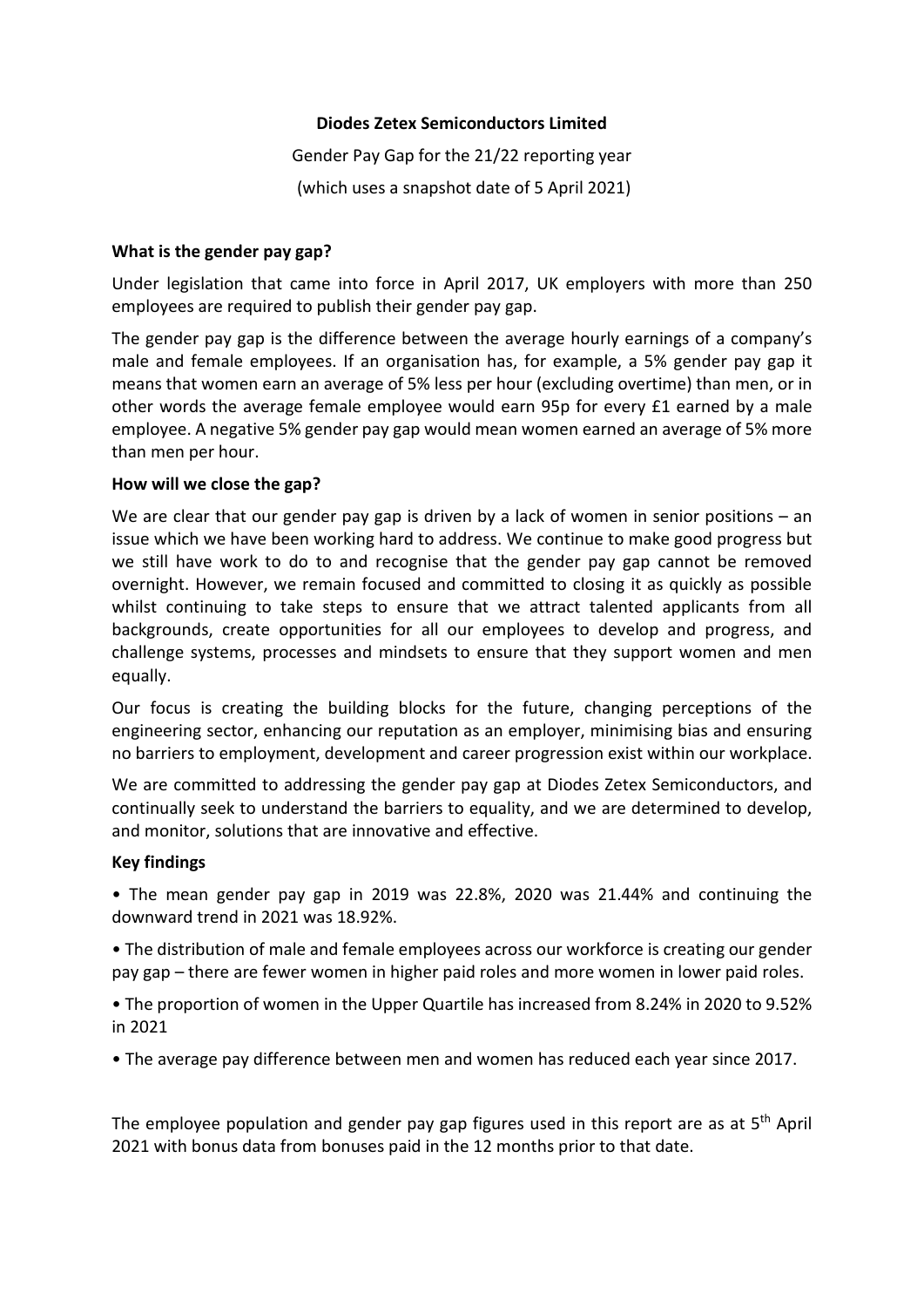**Diodes Zetex Semiconductors Limited**

Gender Pay Gap for the 21/22 reporting year

(which uses a snapshot date of 5 April 2021)

**What is the gender pay gap?**

Under legislation that came into force in April 2017, UK employers with more than 250 employees are required to publish their gender pay gap.

The gender pay gap is the difference between the average hourly earnings of a company's male and female employees. If an organisation has, for example, a 5% gender pay gap it means that women earn an average of 5% less per hour (excluding overtime) than men, or in other words the average female employee would earn 95p for every £1 earned by a male employee. A negative 5% gender pay gap would mean women earned an average of 5% more than men per hour.

**How will we close the gap?**

We are clear that our gender pay gap is driven by a lack of women in senior positions – an issue which we have been working hard to address. We continue to make good progress but we still have work to do to and recognise that the gender pay gap cannot be removed overnight. However, we remain focused and committed to closing it as quickly as possible whilst continuing to take steps to ensure that we attract talented applicants from all backgrounds, create opportunities for all our employees to develop and progress, and challenge systems, processes and mindsets to ensure that they support women and men equally.

Our focus is creating the building blocks for the future, changing perceptions of the engineering sector, enhancing our reputation as an employer, minimising bias and ensuring no barriers to employment, development and career progression exist within our workplace.

We are committed to addressing the gender pay gap at Diodes Zetex Semiconductors, and continually seek to understand the barriers to equality, and we are determined to develop, and monitor, solutions that are innovative and effective.

**Key findings**

- The mean gender pay gap in 2019 was 22.8%, 2020 was 21.44% and continuing the downward trend in 2021 was 18.92%.
- The distribution of male and female employees across our workforce is creating our gender pay gap – there are fewer women in higher paid roles and more women in lower paid roles.
- The proportion of women in the Upper Quartile has increased from 8.24% in 2020 to 9.52% in 2021
- The average pay difference between men and women has reduced each year since 2017.

The employee population and gender pay gap figures used in this report are as at 5th April 2021 with bonus data from bonuses paid in the 12 months prior to that date.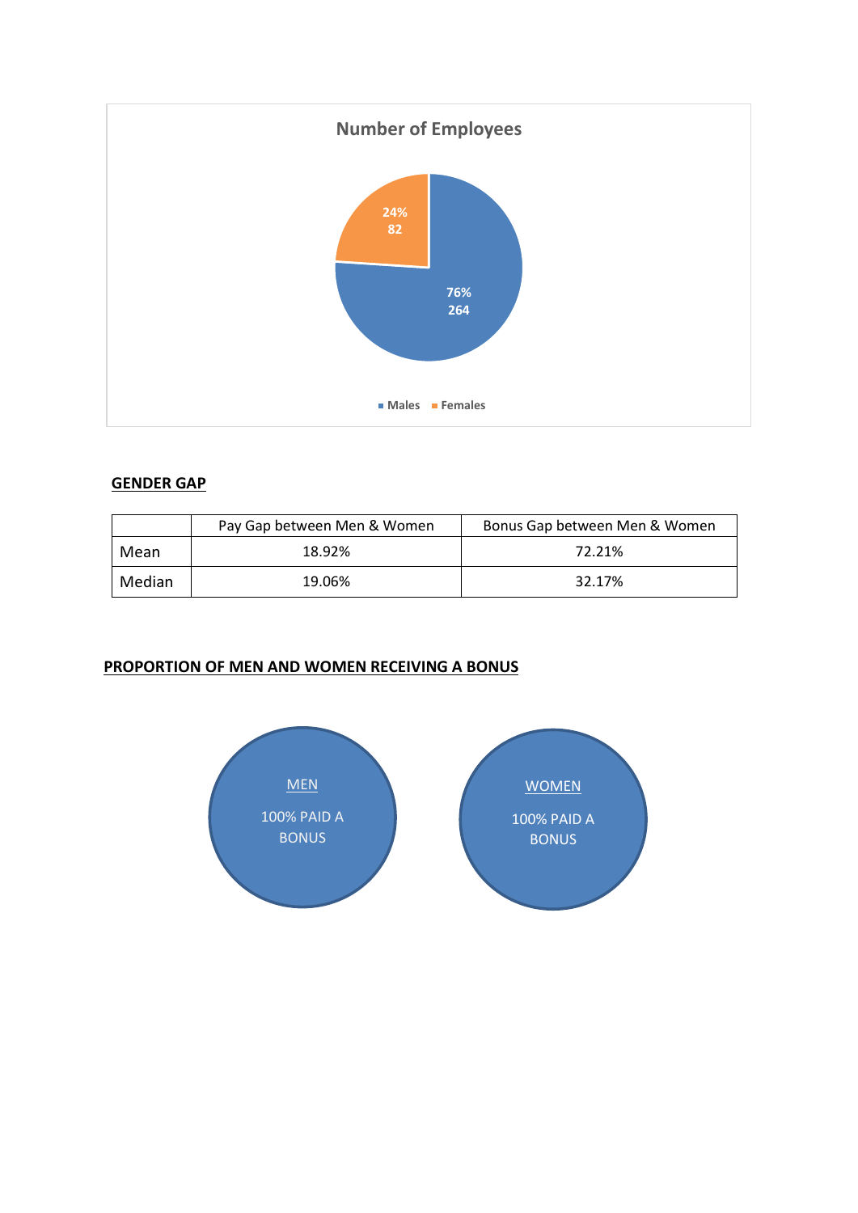**Number of Employees**

- Males: 76%, 264
- Females: 24%, 82

## GENDER GAP

| | Pay Gap between Men & Women | Bonus Gap between Men & Women |
|---|---|---|
| Mean | 18.92% | 72.21% |
| Median | 19.06% | 32.17% |

## PROPORTION OF MEN AND WOMEN RECEIVING A BONUS

MEN

100% PAID A BONUS

WOMEN

100% PAID A BONUS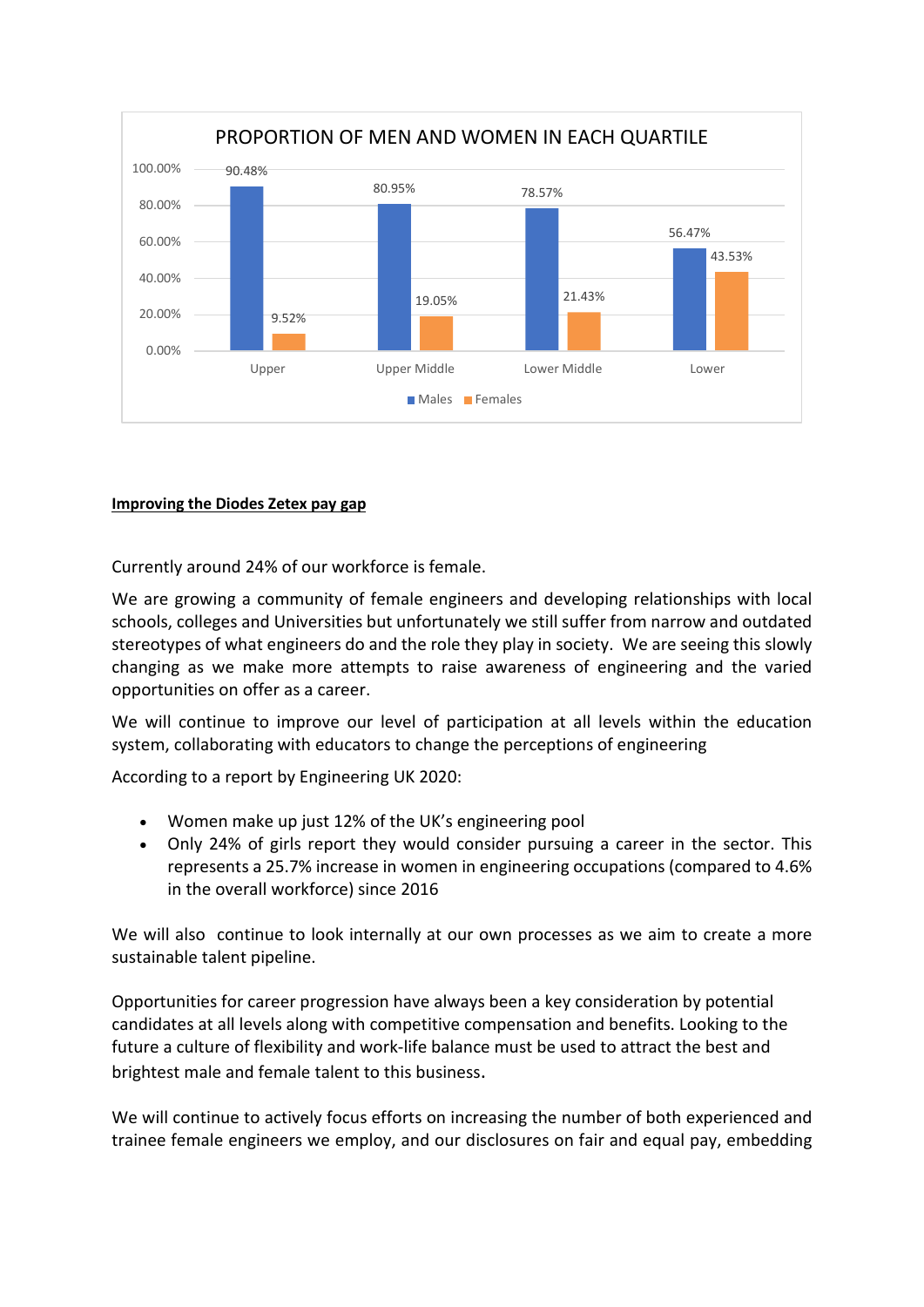**PROPORTION OF MEN AND WOMEN IN EACH QUARTILE**

| Quartile | Males | Females |
|---|---|---|
| Upper | 90.48% | 9.52% |
| Upper Middle | 80.95% | 19.05% |
| Lower Middle | 78.57% | 21.43% |
| Lower | 56.47% | 43.53% |

**Improving the Diodes Zetex pay gap**

Currently around 24% of our workforce is female.

We are growing a community of female engineers and developing relationships with local schools, colleges and Universities but unfortunately we still suffer from narrow and outdated stereotypes of what engineers do and the role they play in society. We are seeing this slowly changing as we make more attempts to raise awareness of engineering and the varied opportunities on offer as a career.

We will continue to improve our level of participation at all levels within the education system, collaborating with educators to change the perceptions of engineering

According to a report by Engineering UK 2020:

- Women make up just 12% of the UK's engineering pool
- Only 24% of girls report they would consider pursuing a career in the sector. This represents a 25.7% increase in women in engineering occupations (compared to 4.6% in the overall workforce) since 2016

We will also continue to look internally at our own processes as we aim to create a more sustainable talent pipeline.

Opportunities for career progression have always been a key consideration by potential candidates at all levels along with competitive compensation and benefits. Looking to the future a culture of flexibility and work-life balance must be used to attract the best and brightest male and female talent to this business.

We will continue to actively focus efforts on increasing the number of both experienced and trainee female engineers we employ, and our disclosures on fair and equal pay, embedding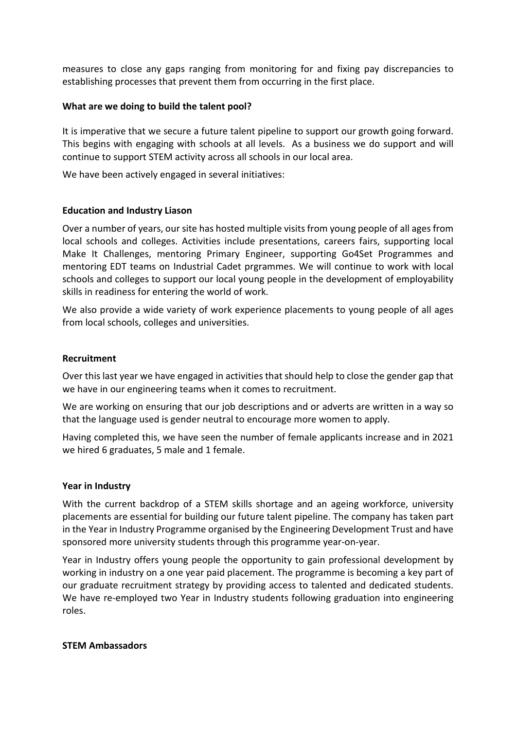measures to close any gaps ranging from monitoring for and fixing pay discrepancies to establishing processes that prevent them from occurring in the first place.

**What are we doing to build the talent pool?**

It is imperative that we secure a future talent pipeline to support our growth going forward. This begins with engaging with schools at all levels. As a business we do support and will continue to support STEM activity across all schools in our local area.

We have been actively engaged in several initiatives:

**Education and Industry Liason**

Over a number of years, our site has hosted multiple visits from young people of all ages from local schools and colleges. Activities include presentations, careers fairs, supporting local Make It Challenges, mentoring Primary Engineer, supporting Go4Set Programmes and mentoring EDT teams on Industrial Cadet prgrammes. We will continue to work with local schools and colleges to support our local young people in the development of employability skills in readiness for entering the world of work.

We also provide a wide variety of work experience placements to young people of all ages from local schools, colleges and universities.

**Recruitment**

Over this last year we have engaged in activities that should help to close the gender gap that we have in our engineering teams when it comes to recruitment.

We are working on ensuring that our job descriptions and or adverts are written in a way so that the language used is gender neutral to encourage more women to apply.

Having completed this, we have seen the number of female applicants increase and in 2021 we hired 6 graduates, 5 male and 1 female.

**Year in Industry**

With the current backdrop of a STEM skills shortage and an ageing workforce, university placements are essential for building our future talent pipeline. The company has taken part in the Year in Industry Programme organised by the Engineering Development Trust and have sponsored more university students through this programme year-on-year.

Year in Industry offers young people the opportunity to gain professional development by working in industry on a one year paid placement. The programme is becoming a key part of our graduate recruitment strategy by providing access to talented and dedicated students. We have re-employed two Year in Industry students following graduation into engineering roles.

**STEM Ambassadors**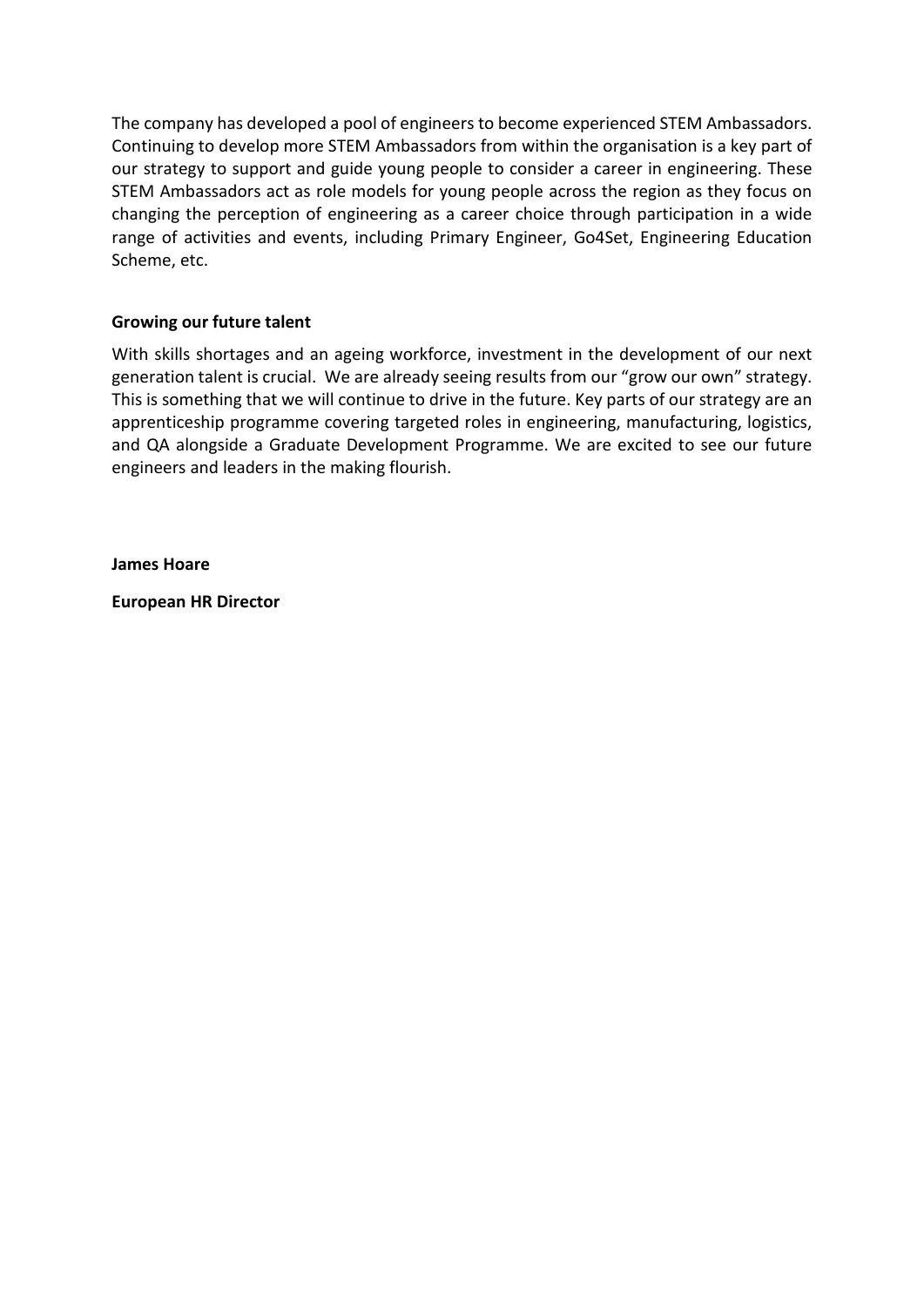The company has developed a pool of engineers to become experienced STEM Ambassadors. Continuing to develop more STEM Ambassadors from within the organisation is a key part of our strategy to support and guide young people to consider a career in engineering. These STEM Ambassadors act as role models for young people across the region as they focus on changing the perception of engineering as a career choice through participation in a wide range of activities and events, including Primary Engineer, Go4Set, Engineering Education Scheme, etc.

**Growing our future talent**

With skills shortages and an ageing workforce, investment in the development of our next generation talent is crucial. We are already seeing results from our "grow our own" strategy. This is something that we will continue to drive in the future. Key parts of our strategy are an apprenticeship programme covering targeted roles in engineering, manufacturing, logistics, and QA alongside a Graduate Development Programme. We are excited to see our future engineers and leaders in the making flourish.

**James Hoare**

**European HR Director**